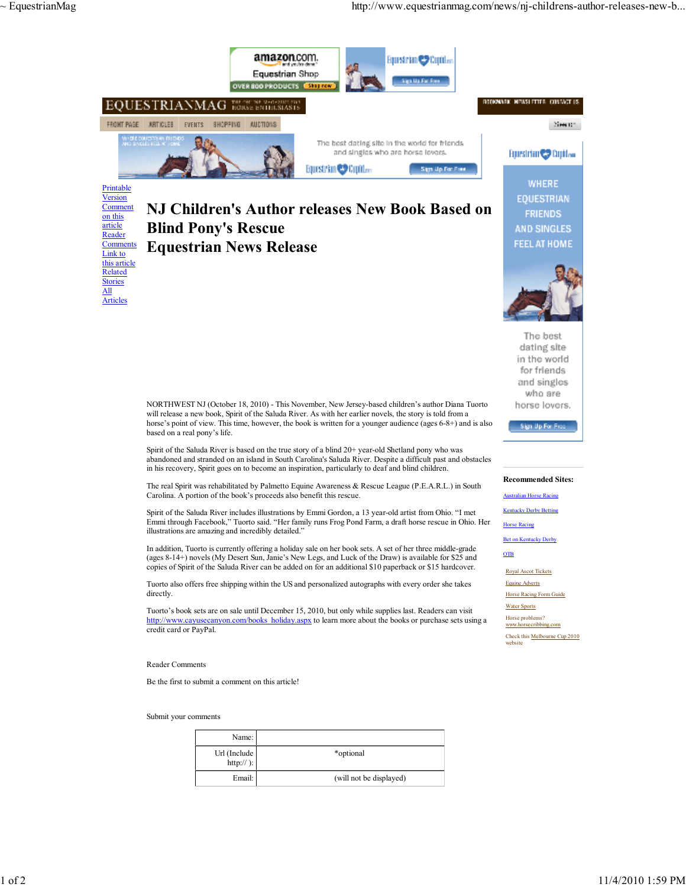Printable Version
Comment on this article
Reader Comments
Link to this article
Related Stories
All Articles

# NJ Children's Author releases New Book Based on Blind Pony's Rescue
# Equestrian News Release

NORTHWEST NJ (October 18, 2010) - This November, New Jersey-based children's author Diana Tuorto will release a new book, Spirit of the Saluda River. As with her earlier novels, the story is told from a horse's point of view. This time, however, the book is written for a younger audience (ages 6-8+) and is also based on a real pony's life.

Spirit of the Saluda River is based on the true story of a blind 20+ year-old Shetland pony who was abandoned and stranded on an island in South Carolina's Saluda River. Despite a difficult past and obstacles in his recovery, Spirit goes on to become an inspiration, particularly to deaf and blind children.

The real Spirit was rehabilitated by Palmetto Equine Awareness & Rescue League (P.E.A.R.L.) in South Carolina. A portion of the book's proceeds also benefit this rescue.

Spirit of the Saluda River includes illustrations by Emmi Gordon, a 13 year-old artist from Ohio. "I met Emmi through Facebook," Tuorto said. "Her family runs Frog Pond Farm, a draft horse rescue in Ohio. Her illustrations are amazing and incredibly detailed."

In addition, Tuorto is currently offering a holiday sale on her book sets. A set of her three middle-grade (ages 8-14+) novels (My Desert Sun, Janie's New Legs, and Luck of the Draw) is available for $25 and copies of Spirit of the Saluda River can be added on for an additional $10 paperback or $15 hardcover.

Tuorto also offers free shipping within the US and personalized autographs with every order she takes directly.

Tuorto's book sets are on sale until December 15, 2010, but only while supplies last. Readers can visit http://www.cayusecanyon.com/books_holiday.aspx to learn more about the books or purchase sets using a credit card or PayPal.

Reader Comments

Be the first to submit a comment on this article!

Submit your comments

| Name: | |
|---|---|
| Url (Include http:// ): | *optional |
| Email: | (will not be displayed) |

**Recommended Sites:**

- Australian Horse Racing
- Kentucky Derby Betting
- Horse Racing
- Bet on Kentucky Derby
- OTB
- Royal Ascot Tickets
- Equine Adverts
- Horse Racing Form Guide
- Water Sports
- Horse problems? www.horsecribbing.com
- Check this Melbourne Cup 2010 website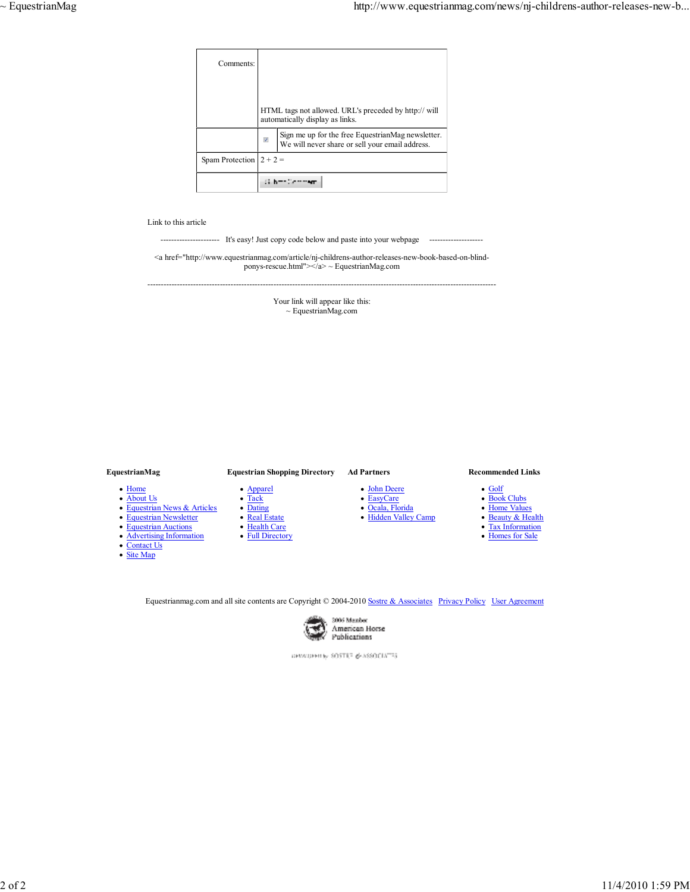| | |
|---|---|
| Comments: | HTML tags not allowed. URL's preceded by http:// will automatically display as links. |
| | Sign me up for the free EquestrianMag newsletter. We will never share or sell your email address. |
| Spam Protection | 2 + 2 = |
| | Submit Comment |

Link to this article

---------------------- It's easy! Just copy code below and paste into your webpage --------------------

<a href="http://www.equestrianmag.com/article/nj-childrens-author-releases-new-book-based-on-blind-ponys-rescue.html"></a> ~ EquestrianMag.com

---

Your link will appear like this:
~ EquestrianMag.com

**EquestrianMag**

- Home
- About Us
- Equestrian News & Articles
- Equestrian Newsletter
- Equestrian Auctions
- Advertising Information
- Contact Us
- Site Map

**Equestrian Shopping Directory**

- Apparel
- Tack
- Dating
- Real Estate
- Health Care
- Full Directory

**Ad Partners**

- John Deere
- EasyCare
- Ocala, Florida
- Hidden Valley Camp

**Recommended Links**

- Golf
- Book Clubs
- Home Values
- Beauty & Health
- Tax Information
- Homes for Sale

Equestrianmag.com and all site contents are Copyright © 2004-2010 Sostre & Associates Privacy Policy User Agreement

2006 Member American Horse Publications

Developed by SOSTRE & ASSOCIATES